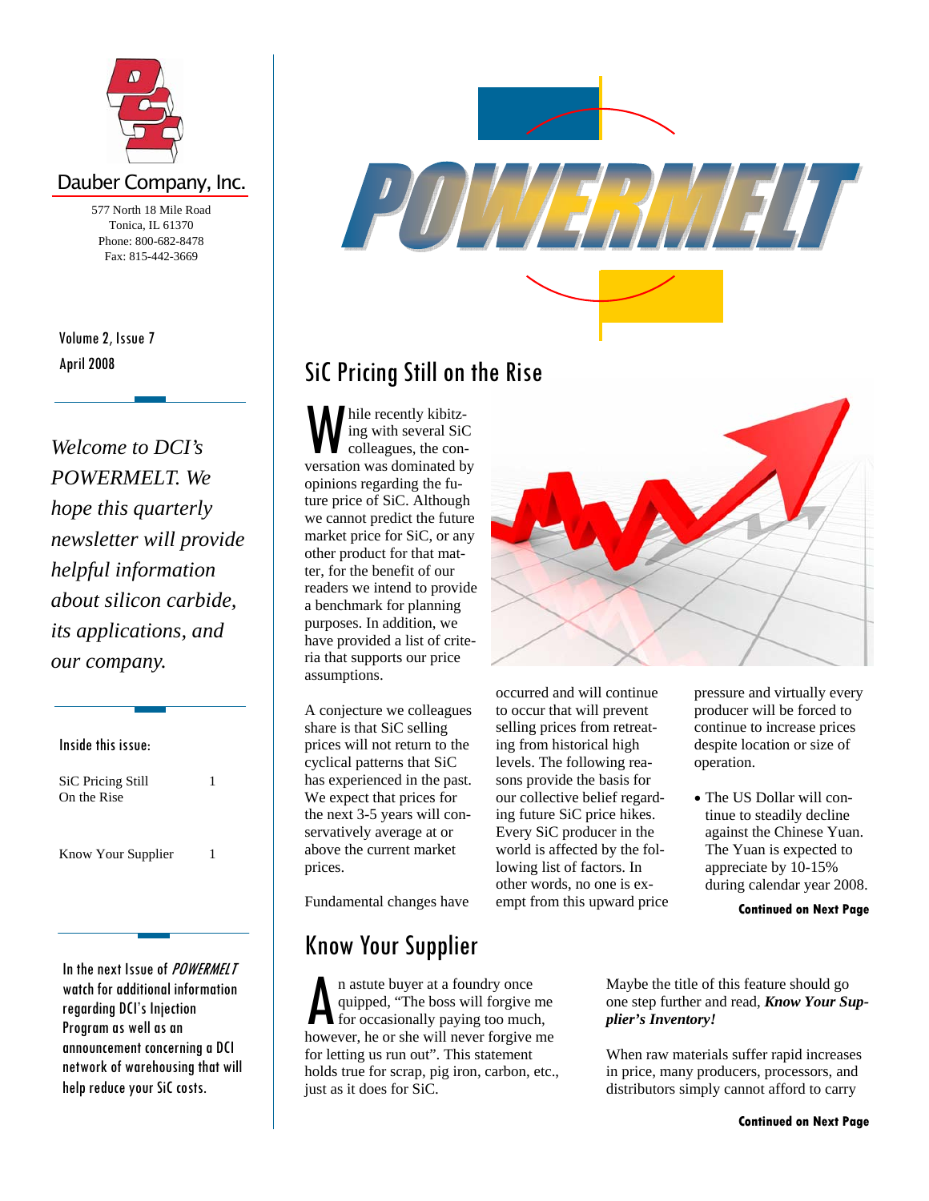Dauber Company, Inc.

577 North 18 Mile Road
Tonica, IL 61370
Phone: 800-682-8478
Fax: 815-442-3669

# POWERMELT

Volume 2, Issue 7
April 2008

*Welcome to DCI's POWERMELT. We hope this quarterly newsletter will provide helpful information about silicon carbide, its applications, and our company.*

**Inside this issue:**

| | |
|---|---|
| SiC Pricing Still On the Rise | 1 |
| Know Your Supplier | 1 |

In the next Issue of *POWERMELT* watch for additional information regarding DCI's Injection Program as well as an announcement concerning a DCI network of warehousing that will help reduce your SiC costs.

## SiC Pricing Still on the Rise

While recently kibitzing with several SiC colleagues, the conversation was dominated by opinions regarding the future price of SiC. Although we cannot predict the future market price for SiC, or any other product for that matter, for the benefit of our readers we intend to provide a benchmark for planning purposes. In addition, we have provided a list of criteria that supports our price assumptions.

A conjecture we colleagues share is that SiC selling prices will not return to the cyclical patterns that SiC has experienced in the past. We expect that prices for the next 3-5 years will conservatively average at or above the current market prices.

Fundamental changes have occurred and will continue to occur that will prevent selling prices from retreating from historical high levels. The following reasons provide the basis for our collective belief regarding future SiC price hikes. Every SiC producer in the world is affected by the following list of factors. In other words, no one is exempt from this upward price pressure and virtually every producer will be forced to continue to increase prices despite location or size of operation.

- The US Dollar will continue to steadily decline against the Chinese Yuan. The Yuan is expected to appreciate by 10-15% during calendar year 2008.

**Continued on Next Page**

## Know Your Supplier

An astute buyer at a foundry once quipped, "The boss will forgive me for occasionally paying too much, however, he or she will never forgive me for letting us run out". This statement holds true for scrap, pig iron, carbon, etc., just as it does for SiC.

Maybe the title of this feature should go one step further and read, ***Know Your Supplier's Inventory!***

When raw materials suffer rapid increases in price, many producers, processors, and distributors simply cannot afford to carry

**Continued on Next Page**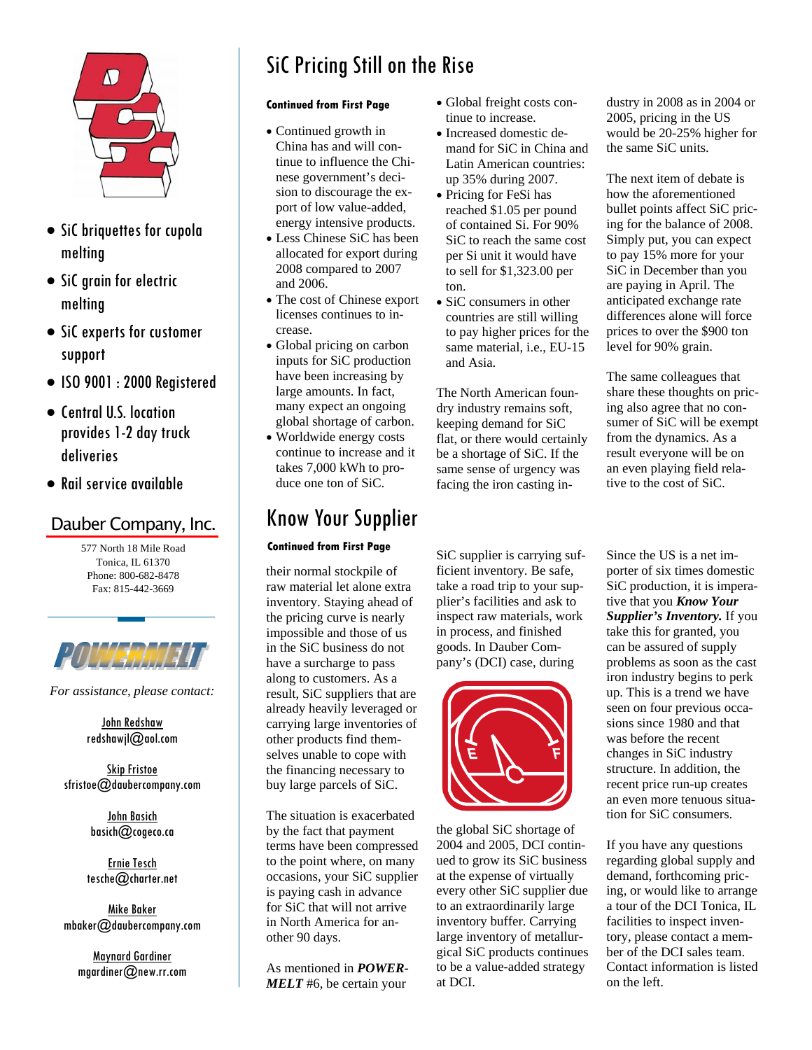- SiC briquettes for cupola melting
- SiC grain for electric melting
- SiC experts for customer support
- ISO 9001 : 2000 Registered
- Central U.S. location provides 1-2 day truck deliveries
- Rail service available

## Dauber Company, Inc.

577 North 18 Mile Road
Tonica, IL 61370
Phone: 800-682-8478
Fax: 815-442-3669

POWERMELT

*For assistance, please contact:*

John Redshaw
redshawjl@aol.com

Skip Fristoe
sfristoe@daubercompany.com

John Basich
basich@cogeco.ca

Ernie Tesch
tesche@charter.net

Mike Baker
mbaker@daubercompany.com

Maynard Gardiner
mgardiner@new.rr.com

# SiC Pricing Still on the Rise

**Continued from First Page**

- Continued growth in China has and will continue to influence the Chinese government's decision to discourage the export of low value-added, energy intensive products.
- Less Chinese SiC has been allocated for export during 2008 compared to 2007 and 2006.
- The cost of Chinese export licenses continues to increase.
- Global pricing on carbon inputs for SiC production have been increasing by large amounts. In fact, many expect an ongoing global shortage of carbon.
- Worldwide energy costs continue to increase and it takes 7,000 kWh to produce one ton of SiC.
- Global freight costs continue to increase.
- Increased domestic demand for SiC in China and Latin American countries: up 35% during 2007.
- Pricing for FeSi has reached $1.05 per pound of contained Si. For 90% SiC to reach the same cost per Si unit it would have to sell for $1,323.00 per ton.
- SiC consumers in other countries are still willing to pay higher prices for the same material, i.e., EU-15 and Asia.

The North American foundry industry remains soft, keeping demand for SiC flat, or there would certainly be a shortage of SiC. If the same sense of urgency was facing the iron casting industry in 2008 as in 2004 or 2005, pricing in the US would be 20-25% higher for the same SiC units.

The next item of debate is how the aforementioned bullet points affect SiC pricing for the balance of 2008. Simply put, you can expect to pay 15% more for your SiC in December than you are paying in April. The anticipated exchange rate differences alone will force prices to over the $900 ton level for 90% grain.

The same colleagues that share these thoughts on pricing also agree that no consumer of SiC will be exempt from the dynamics. As a result everyone will be on an even playing field relative to the cost of SiC.

# Know Your Supplier

**Continued from First Page**

their normal stockpile of raw material let alone extra inventory. Staying ahead of the pricing curve is nearly impossible and those of us in the SiC business do not have a surcharge to pass along to customers. As a result, SiC suppliers that are already heavily leveraged or carrying large inventories of other products find themselves unable to cope with the financing necessary to buy large parcels of SiC.

The situation is exacerbated by the fact that payment terms have been compressed to the point where, on many occasions, your SiC supplier is paying cash in advance for SiC that will not arrive in North America for another 90 days.

As mentioned in ***POWERMELT*** #6, be certain your SiC supplier is carrying sufficient inventory. Be safe, take a road trip to your supplier's facilities and ask to inspect raw materials, work in process, and finished goods. In Dauber Company's (DCI) case, during the global SiC shortage of 2004 and 2005, DCI continued to grow its SiC business at the expense of virtually every other SiC supplier due to an extraordinarily large inventory buffer. Carrying large inventory of metallurgical SiC products continues to be a value-added strategy at DCI.

Since the US is a net importer of six times domestic SiC production, it is imperative that you ***Know Your Supplier's Inventory.*** If you take this for granted, you can be assured of supply problems as soon as the cast iron industry begins to perk up. This is a trend we have seen on four previous occasions since 1980 and that was before the recent changes in SiC industry structure. In addition, the recent price run-up creates an even more tenuous situation for SiC consumers.

If you have any questions regarding global supply and demand, forthcoming pricing, or would like to arrange a tour of the DCI Tonica, IL facilities to inspect inventory, please contact a member of the DCI sales team. Contact information is listed on the left.